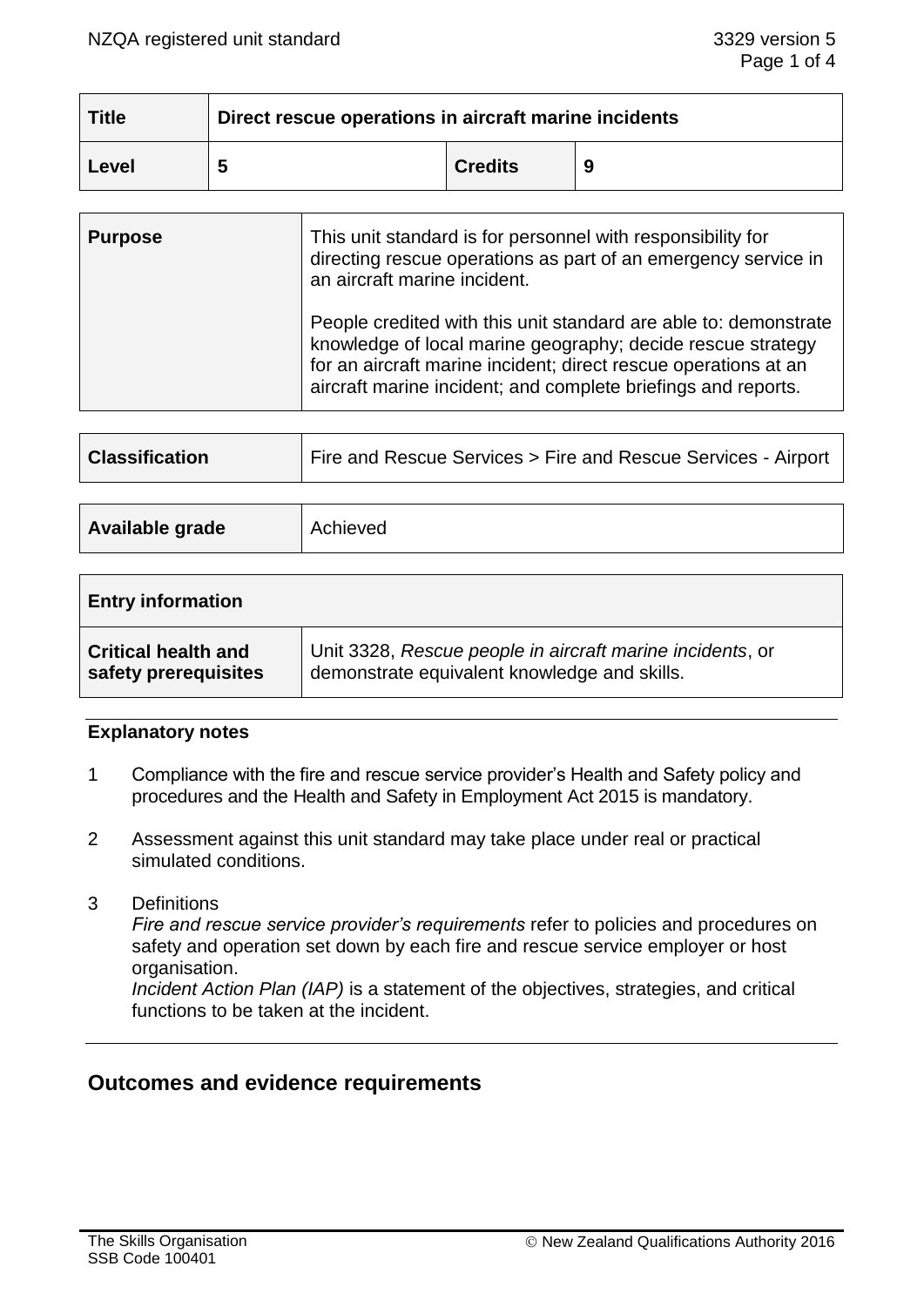| Title | Direct rescue operations in aircraft marine incidents | | |
|---|---|---|---|
| Level | 5 | Credits | 9 |

| Purpose | This unit standard is for personnel with responsibility for directing rescue operations as part of an emergency service in an aircraft marine incident.<br><br>People credited with this unit standard are able to: demonstrate knowledge of local marine geography; decide rescue strategy for an aircraft marine incident; direct rescue operations at an aircraft marine incident; and complete briefings and reports. |
|---|---|

| Classification | Fire and Rescue Services > Fire and Rescue Services - Airport |
|---|---|

| Available grade | Achieved |
|---|---|

| Entry information | |
|---|---|
| Critical health and safety prerequisites | Unit 3328, *Rescue people in aircraft marine incidents*, or demonstrate equivalent knowledge and skills. |

## Explanatory notes

1. Compliance with the fire and rescue service provider's Health and Safety policy and procedures and the Health and Safety in Employment Act 2015 is mandatory.

2. Assessment against this unit standard may take place under real or practical simulated conditions.

3. Definitions
   *Fire and rescue service provider's requirements* refer to policies and procedures on safety and operation set down by each fire and rescue service employer or host organisation.
   *Incident Action Plan (IAP)* is a statement of the objectives, strategies, and critical functions to be taken at the incident.

## Outcomes and evidence requirements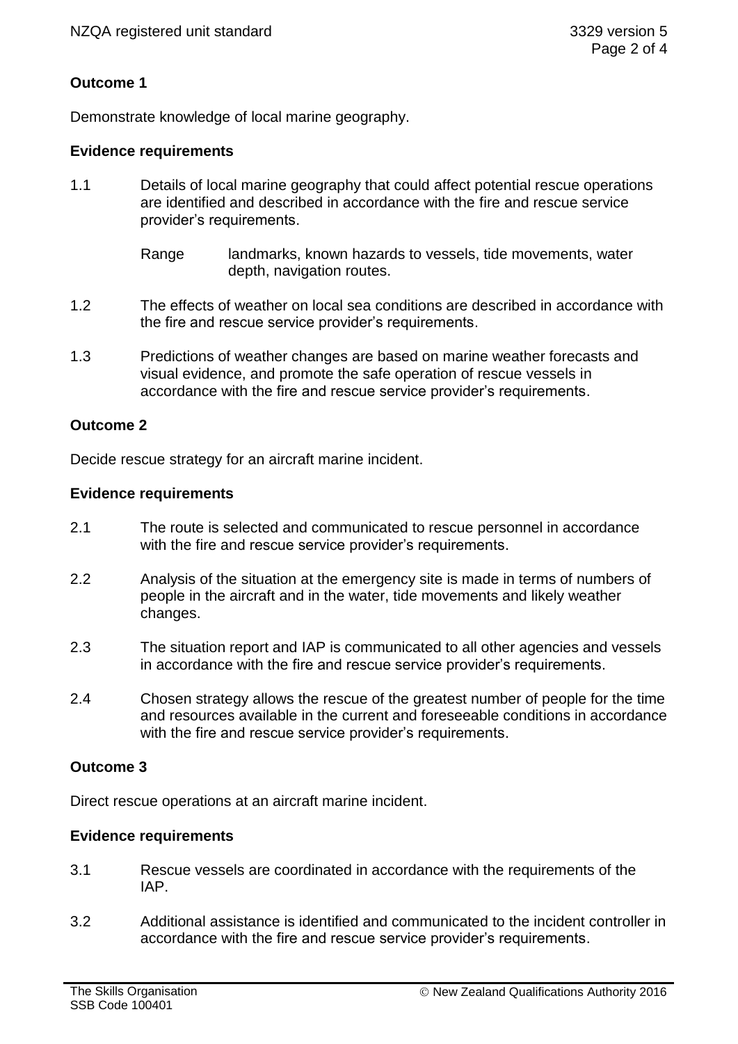## Outcome 1

Demonstrate knowledge of local marine geography.

### Evidence requirements

1.1 Details of local marine geography that could affect potential rescue operations are identified and described in accordance with the fire and rescue service provider's requirements.

Range: landmarks, known hazards to vessels, tide movements, water depth, navigation routes.

1.2 The effects of weather on local sea conditions are described in accordance with the fire and rescue service provider's requirements.

1.3 Predictions of weather changes are based on marine weather forecasts and visual evidence, and promote the safe operation of rescue vessels in accordance with the fire and rescue service provider's requirements.

## Outcome 2

Decide rescue strategy for an aircraft marine incident.

### Evidence requirements

2.1 The route is selected and communicated to rescue personnel in accordance with the fire and rescue service provider's requirements.

2.2 Analysis of the situation at the emergency site is made in terms of numbers of people in the aircraft and in the water, tide movements and likely weather changes.

2.3 The situation report and IAP is communicated to all other agencies and vessels in accordance with the fire and rescue service provider's requirements.

2.4 Chosen strategy allows the rescue of the greatest number of people for the time and resources available in the current and foreseeable conditions in accordance with the fire and rescue service provider's requirements.

## Outcome 3

Direct rescue operations at an aircraft marine incident.

### Evidence requirements

3.1 Rescue vessels are coordinated in accordance with the requirements of the IAP.

3.2 Additional assistance is identified and communicated to the incident controller in accordance with the fire and rescue service provider's requirements.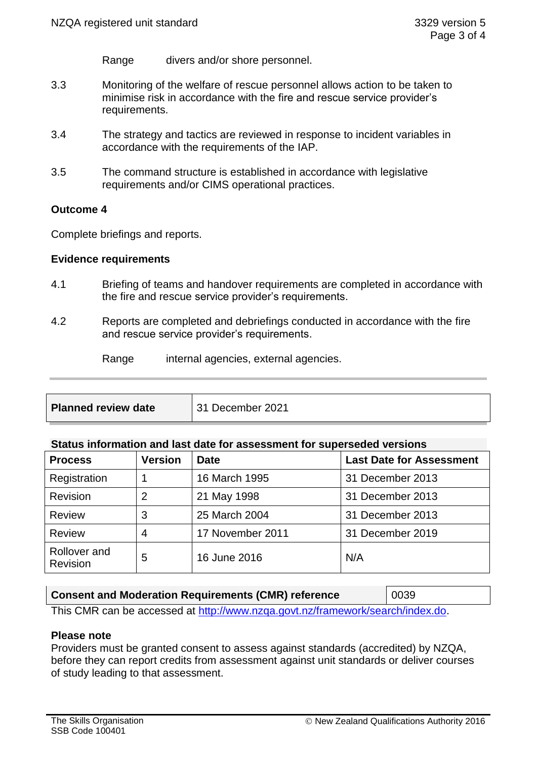Range divers and/or shore personnel.

3.3 Monitoring of the welfare of rescue personnel allows action to be taken to minimise risk in accordance with the fire and rescue service provider's requirements.

3.4 The strategy and tactics are reviewed in response to incident variables in accordance with the requirements of the IAP.

3.5 The command structure is established in accordance with legislative requirements and/or CIMS operational practices.

**Outcome 4**

Complete briefings and reports.

**Evidence requirements**

4.1 Briefing of teams and handover requirements are completed in accordance with the fire and rescue service provider's requirements.

4.2 Reports are completed and debriefings conducted in accordance with the fire and rescue service provider's requirements.

Range internal agencies, external agencies.

| **Planned review date** | 31 December 2021 |
|---|---|

**Status information and last date for assessment for superseded versions**

| Process | Version | Date | Last Date for Assessment |
|---|---|---|---|
| Registration | 1 | 16 March 1995 | 31 December 2013 |
| Revision | 2 | 21 May 1998 | 31 December 2013 |
| Review | 3 | 25 March 2004 | 31 December 2013 |
| Review | 4 | 17 November 2011 | 31 December 2019 |
| Rollover and Revision | 5 | 16 June 2016 | N/A |

| **Consent and Moderation Requirements (CMR) reference** | 0039 |
|---|---|

This CMR can be accessed at http://www.nzqa.govt.nz/framework/search/index.do.

**Please note**
Providers must be granted consent to assess against standards (accredited) by NZQA, before they can report credits from assessment against unit standards or deliver courses of study leading to that assessment.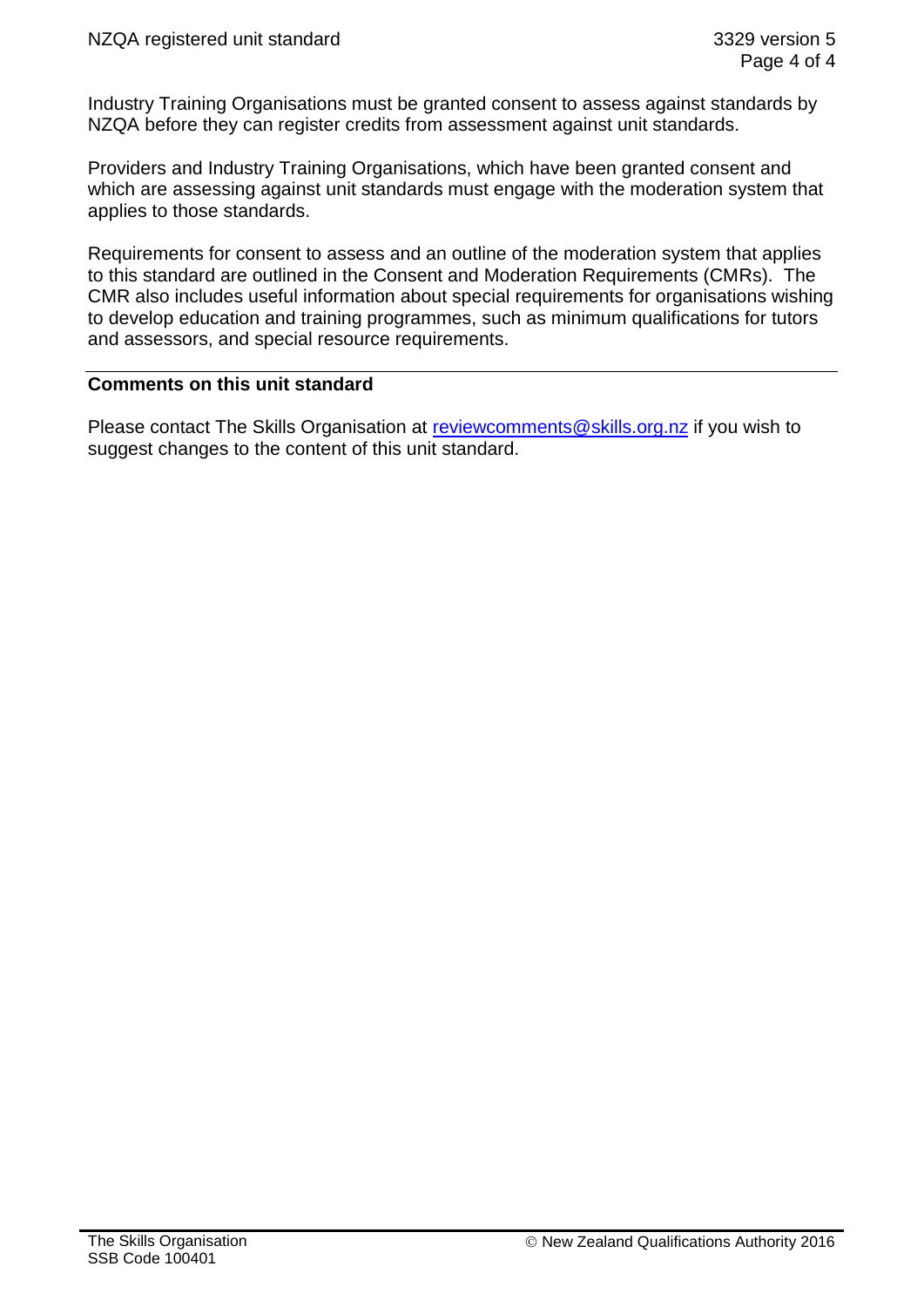Industry Training Organisations must be granted consent to assess against standards by NZQA before they can register credits from assessment against unit standards.

Providers and Industry Training Organisations, which have been granted consent and which are assessing against unit standards must engage with the moderation system that applies to those standards.

Requirements for consent to assess and an outline of the moderation system that applies to this standard are outlined in the Consent and Moderation Requirements (CMRs). The CMR also includes useful information about special requirements for organisations wishing to develop education and training programmes, such as minimum qualifications for tutors and assessors, and special resource requirements.

**Comments on this unit standard**

Please contact The Skills Organisation at reviewcomments@skills.org.nz if you wish to suggest changes to the content of this unit standard.